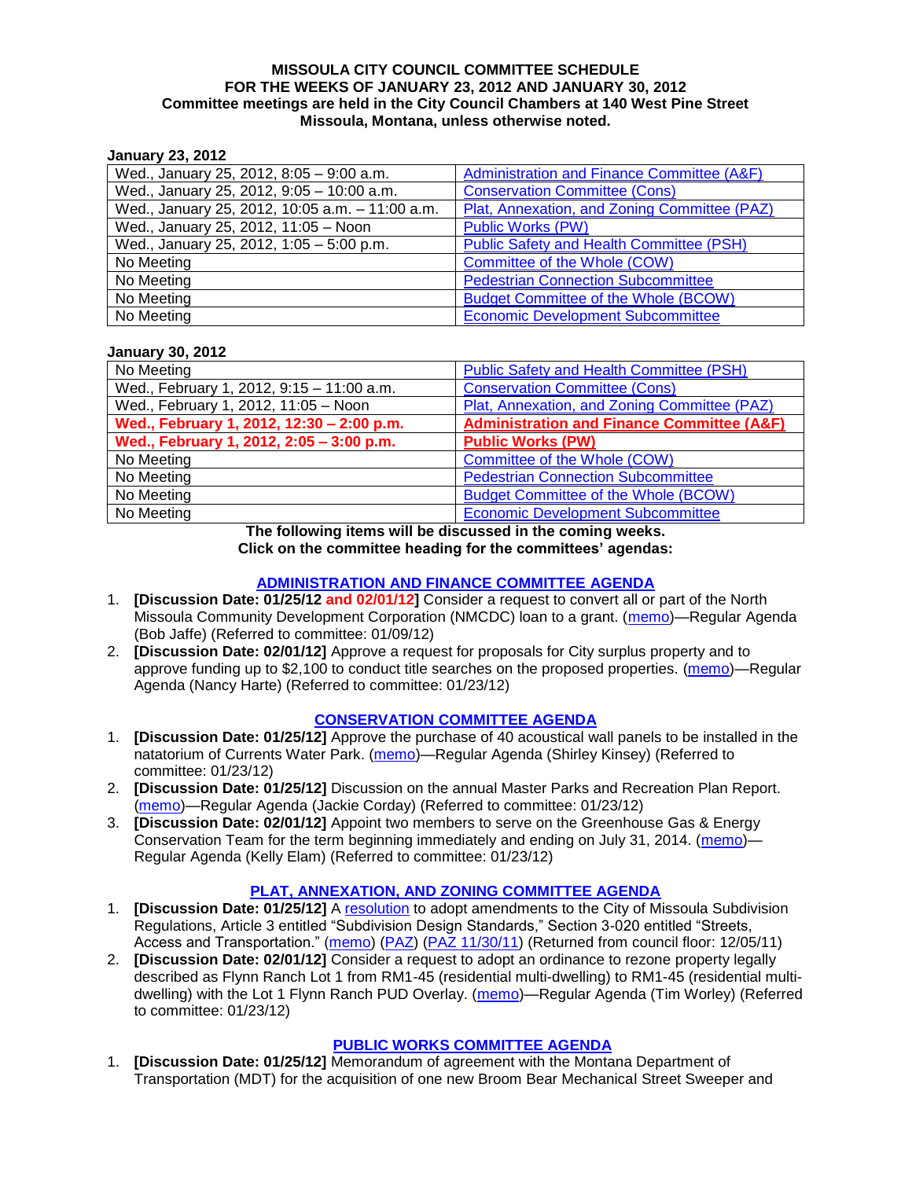**MISSOULA CITY COUNCIL COMMITTEE SCHEDULE**
**FOR THE WEEKS OF JANUARY 23, 2012 AND JANUARY 30, 2012**
**Committee meetings are held in the City Council Chambers at 140 West Pine Street**
**Missoula, Montana, unless otherwise noted.**

**January 23, 2012**

| | |
|---|---|
| Wed., January 25, 2012, 8:05 – 9:00 a.m. | Administration and Finance Committee (A&F) |
| Wed., January 25, 2012, 9:05 – 10:00 a.m. | Conservation Committee (Cons) |
| Wed., January 25, 2012, 10:05 a.m. – 11:00 a.m. | Plat, Annexation, and Zoning Committee (PAZ) |
| Wed., January 25, 2012, 11:05 – Noon | Public Works (PW) |
| Wed., January 25, 2012, 1:05 – 5:00 p.m. | Public Safety and Health Committee (PSH) |
| No Meeting | Committee of the Whole (COW) |
| No Meeting | Pedestrian Connection Subcommittee |
| No Meeting | Budget Committee of the Whole (BCOW) |
| No Meeting | Economic Development Subcommittee |

**January 30, 2012**

| | |
|---|---|
| No Meeting | Public Safety and Health Committee (PSH) |
| Wed., February 1, 2012, 9:15 – 11:00 a.m. | Conservation Committee (Cons) |
| Wed., February 1, 2012, 11:05 – Noon | Plat, Annexation, and Zoning Committee (PAZ) |
| **Wed., February 1, 2012, 12:30 – 2:00 p.m.** | **Administration and Finance Committee (A&F)** |
| **Wed., February 1, 2012, 2:05 – 3:00 p.m.** | **Public Works (PW)** |
| No Meeting | Committee of the Whole (COW) |
| No Meeting | Pedestrian Connection Subcommittee |
| No Meeting | Budget Committee of the Whole (BCOW) |
| No Meeting | Economic Development Subcommittee |

**The following items will be discussed in the coming weeks.**
**Click on the committee heading for the committees' agendas:**

## ADMINISTRATION AND FINANCE COMMITTEE AGENDA

1. **[Discussion Date: 01/25/12 and 02/01/12]** Consider a request to convert all or part of the North Missoula Community Development Corporation (NMCDC) loan to a grant. (memo)—Regular Agenda (Bob Jaffe) (Referred to committee: 01/09/12)
2. **[Discussion Date: 02/01/12]** Approve a request for proposals for City surplus property and to approve funding up to $2,100 to conduct title searches on the proposed properties. (memo)—Regular Agenda (Nancy Harte) (Referred to committee: 01/23/12)

## CONSERVATION COMMITTEE AGENDA

1. **[Discussion Date: 01/25/12]** Approve the purchase of 40 acoustical wall panels to be installed in the natatorium of Currents Water Park. (memo)—Regular Agenda (Shirley Kinsey) (Referred to committee: 01/23/12)
2. **[Discussion Date: 01/25/12]** Discussion on the annual Master Parks and Recreation Plan Report. (memo)—Regular Agenda (Jackie Corday) (Referred to committee: 01/23/12)
3. **[Discussion Date: 02/01/12]** Appoint two members to serve on the Greenhouse Gas & Energy Conservation Team for the term beginning immediately and ending on July 31, 2014. (memo)—Regular Agenda (Kelly Elam) (Referred to committee: 01/23/12)

## PLAT, ANNEXATION, AND ZONING COMMITTEE AGENDA

1. **[Discussion Date: 01/25/12]** A resolution to adopt amendments to the City of Missoula Subdivision Regulations, Article 3 entitled "Subdivision Design Standards," Section 3-020 entitled "Streets, Access and Transportation." (memo) (PAZ) (PAZ 11/30/11) (Returned from council floor: 12/05/11)
2. **[Discussion Date: 02/01/12]** Consider a request to adopt an ordinance to rezone property legally described as Flynn Ranch Lot 1 from RM1-45 (residential multi-dwelling) to RM1-45 (residential multi-dwelling) with the Lot 1 Flynn Ranch PUD Overlay. (memo)—Regular Agenda (Tim Worley) (Referred to committee: 01/23/12)

## PUBLIC WORKS COMMITTEE AGENDA

1. **[Discussion Date: 01/25/12]** Memorandum of agreement with the Montana Department of Transportation (MDT) for the acquisition of one new Broom Bear Mechanical Street Sweeper and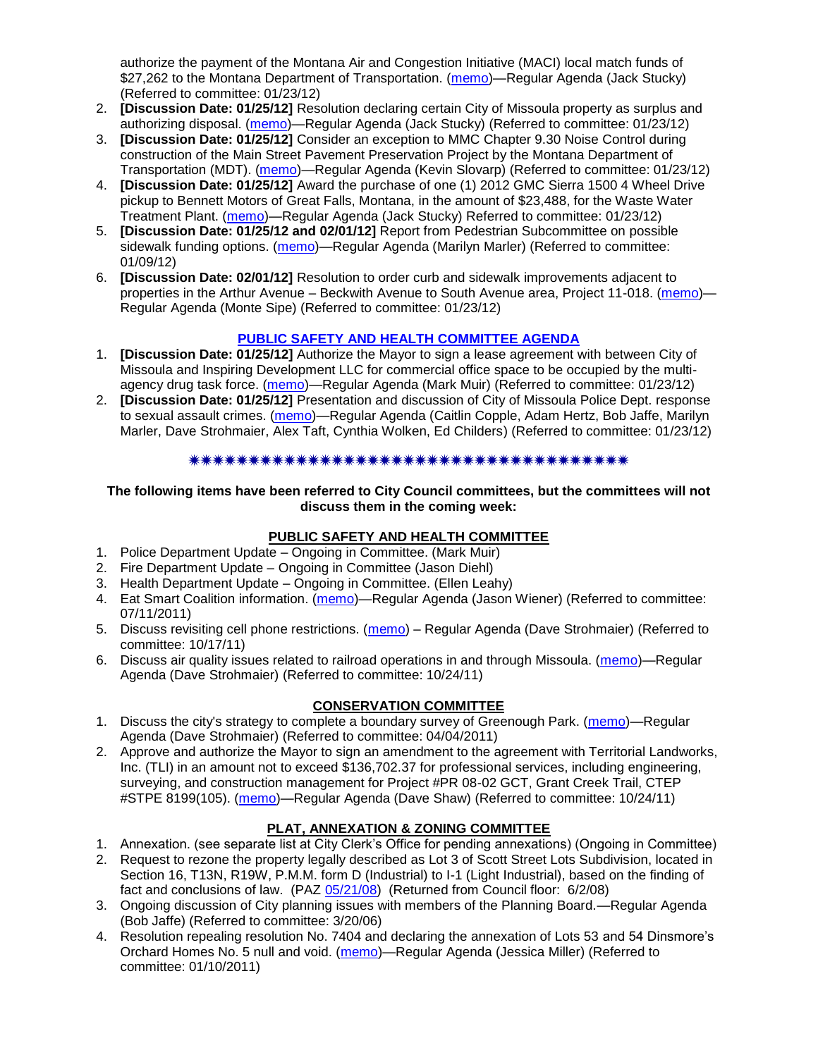authorize the payment of the Montana Air and Congestion Initiative (MACI) local match funds of $27,262 to the Montana Department of Transportation. (memo)—Regular Agenda (Jack Stucky) (Referred to committee: 01/23/12)

2. **[Discussion Date: 01/25/12]** Resolution declaring certain City of Missoula property as surplus and authorizing disposal. (memo)—Regular Agenda (Jack Stucky) (Referred to committee: 01/23/12)
3. **[Discussion Date: 01/25/12]** Consider an exception to MMC Chapter 9.30 Noise Control during construction of the Main Street Pavement Preservation Project by the Montana Department of Transportation (MDT). (memo)—Regular Agenda (Kevin Slovarp) (Referred to committee: 01/23/12)
4. **[Discussion Date: 01/25/12]** Award the purchase of one (1) 2012 GMC Sierra 1500 4 Wheel Drive pickup to Bennett Motors of Great Falls, Montana, in the amount of $23,488, for the Waste Water Treatment Plant. (memo)—Regular Agenda (Jack Stucky) Referred to committee: 01/23/12)
5. **[Discussion Date: 01/25/12 and 02/01/12]** Report from Pedestrian Subcommittee on possible sidewalk funding options. (memo)—Regular Agenda (Marilyn Marler) (Referred to committee: 01/09/12)
6. **[Discussion Date: 02/01/12]** Resolution to order curb and sidewalk improvements adjacent to properties in the Arthur Avenue – Beckwith Avenue to South Avenue area, Project 11-018. (memo)—Regular Agenda (Monte Sipe) (Referred to committee: 01/23/12)

## PUBLIC SAFETY AND HEALTH COMMITTEE AGENDA

1. **[Discussion Date: 01/25/12]** Authorize the Mayor to sign a lease agreement with between City of Missoula and Inspiring Development LLC for commercial office space to be occupied by the multi-agency drug task force. (memo)—Regular Agenda (Mark Muir) (Referred to committee: 01/23/12)
2. **[Discussion Date: 01/25/12]** Presentation and discussion of City of Missoula Police Dept. response to sexual assault crimes. (memo)—Regular Agenda (Caitlin Copple, Adam Hertz, Bob Jaffe, Marilyn Marler, Dave Strohmaier, Alex Taft, Cynthia Wolken, Ed Childers) (Referred to committee: 01/23/12)

✷✷✷✷✷✷✷✷✷✷✷✷✷✷✷✷✷✷✷✷✷✷✷✷✷✷✷✷✷✷✷✷✷✷✷✷✷✷✷✷

**The following items have been referred to City Council committees, but the committees will not discuss them in the coming week:**

## PUBLIC SAFETY AND HEALTH COMMITTEE

1. Police Department Update – Ongoing in Committee. (Mark Muir)
2. Fire Department Update – Ongoing in Committee (Jason Diehl)
3. Health Department Update – Ongoing in Committee. (Ellen Leahy)
4. Eat Smart Coalition information. (memo)—Regular Agenda (Jason Wiener) (Referred to committee: 07/11/2011)
5. Discuss revisiting cell phone restrictions. (memo) – Regular Agenda (Dave Strohmaier) (Referred to committee: 10/17/11)
6. Discuss air quality issues related to railroad operations in and through Missoula. (memo)—Regular Agenda (Dave Strohmaier) (Referred to committee: 10/24/11)

## CONSERVATION COMMITTEE

1. Discuss the city's strategy to complete a boundary survey of Greenough Park. (memo)—Regular Agenda (Dave Strohmaier) (Referred to committee: 04/04/2011)
2. Approve and authorize the Mayor to sign an amendment to the agreement with Territorial Landworks, Inc. (TLI) in an amount not to exceed $136,702.37 for professional services, including engineering, surveying, and construction management for Project #PR 08-02 GCT, Grant Creek Trail, CTEP #STPE 8199(105). (memo)—Regular Agenda (Dave Shaw) (Referred to committee: 10/24/11)

## PLAT, ANNEXATION & ZONING COMMITTEE

1. Annexation. (see separate list at City Clerk's Office for pending annexations) (Ongoing in Committee)
2. Request to rezone the property legally described as Lot 3 of Scott Street Lots Subdivision, located in Section 16, T13N, R19W, P.M.M. form D (Industrial) to I-1 (Light Industrial), based on the finding of fact and conclusions of law. (PAZ 05/21/08) (Returned from Council floor: 6/2/08)
3. Ongoing discussion of City planning issues with members of the Planning Board.—Regular Agenda (Bob Jaffe) (Referred to committee: 3/20/06)
4. Resolution repealing resolution No. 7404 and declaring the annexation of Lots 53 and 54 Dinsmore's Orchard Homes No. 5 null and void. (memo)—Regular Agenda (Jessica Miller) (Referred to committee: 01/10/2011)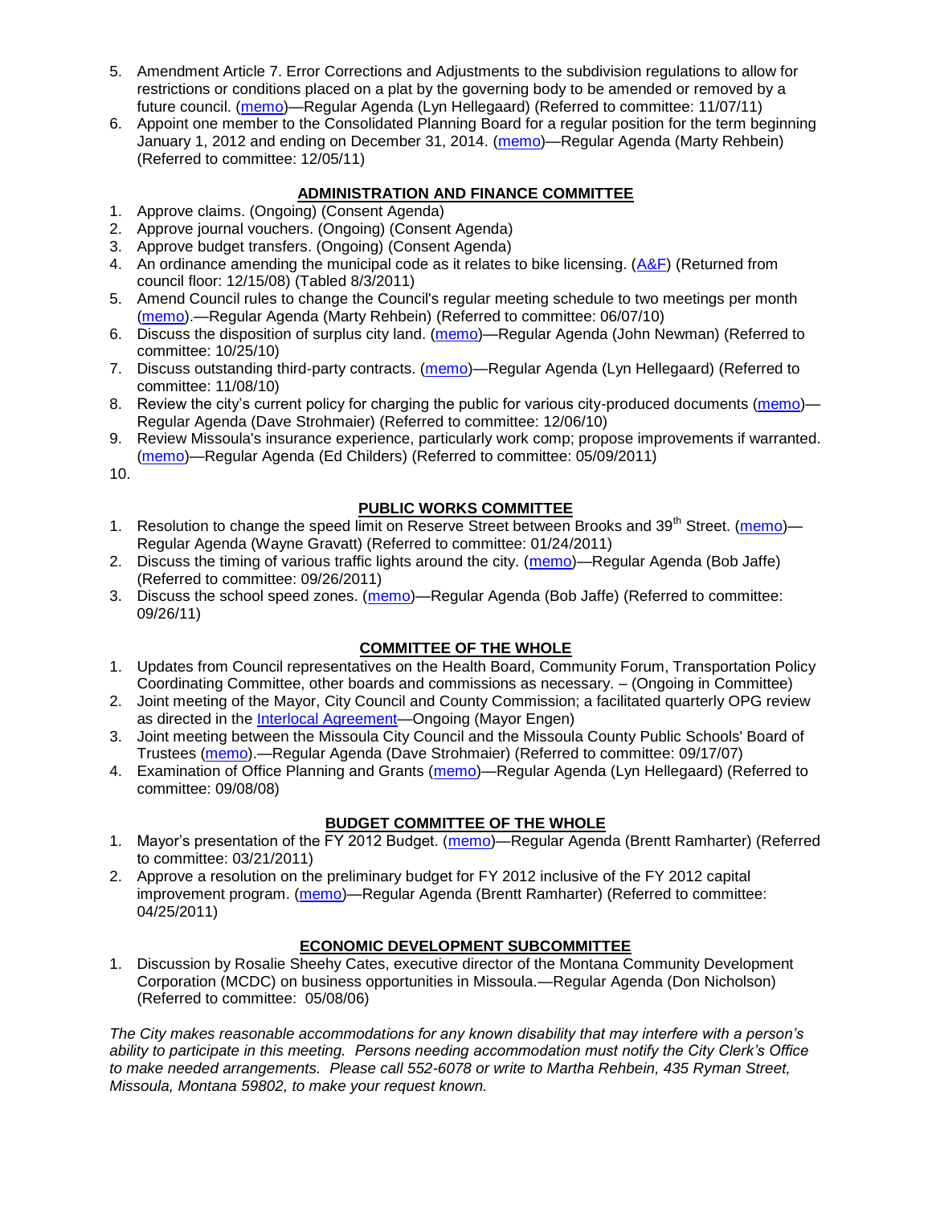5. Amendment Article 7. Error Corrections and Adjustments to the subdivision regulations to allow for restrictions or conditions placed on a plat by the governing body to be amended or removed by a future council. (memo)—Regular Agenda (Lyn Hellegaard) (Referred to committee: 11/07/11)
6. Appoint one member to the Consolidated Planning Board for a regular position for the term beginning January 1, 2012 and ending on December 31, 2014. (memo)—Regular Agenda (Marty Rehbein) (Referred to committee: 12/05/11)

## ADMINISTRATION AND FINANCE COMMITTEE

1. Approve claims. (Ongoing) (Consent Agenda)
2. Approve journal vouchers. (Ongoing) (Consent Agenda)
3. Approve budget transfers. (Ongoing) (Consent Agenda)
4. An ordinance amending the municipal code as it relates to bike licensing. (A&F) (Returned from council floor: 12/15/08) (Tabled 8/3/2011)
5. Amend Council rules to change the Council's regular meeting schedule to two meetings per month (memo).—Regular Agenda (Marty Rehbein) (Referred to committee: 06/07/10)
6. Discuss the disposition of surplus city land. (memo)—Regular Agenda (John Newman) (Referred to committee: 10/25/10)
7. Discuss outstanding third-party contracts. (memo)—Regular Agenda (Lyn Hellegaard) (Referred to committee: 11/08/10)
8. Review the city's current policy for charging the public for various city-produced documents (memo)—Regular Agenda (Dave Strohmaier) (Referred to committee: 12/06/10)
9. Review Missoula's insurance experience, particularly work comp; propose improvements if warranted. (memo)—Regular Agenda (Ed Childers) (Referred to committee: 05/09/2011)
10.

## PUBLIC WORKS COMMITTEE

1. Resolution to change the speed limit on Reserve Street between Brooks and 39th Street. (memo)—Regular Agenda (Wayne Gravatt) (Referred to committee: 01/24/2011)
2. Discuss the timing of various traffic lights around the city. (memo)—Regular Agenda (Bob Jaffe) (Referred to committee: 09/26/2011)
3. Discuss the school speed zones. (memo)—Regular Agenda (Bob Jaffe) (Referred to committee: 09/26/11)

## COMMITTEE OF THE WHOLE

1. Updates from Council representatives on the Health Board, Community Forum, Transportation Policy Coordinating Committee, other boards and commissions as necessary. – (Ongoing in Committee)
2. Joint meeting of the Mayor, City Council and County Commission; a facilitated quarterly OPG review as directed in the Interlocal Agreement—Ongoing (Mayor Engen)
3. Joint meeting between the Missoula City Council and the Missoula County Public Schools' Board of Trustees (memo).—Regular Agenda (Dave Strohmaier) (Referred to committee: 09/17/07)
4. Examination of Office Planning and Grants (memo)—Regular Agenda (Lyn Hellegaard) (Referred to committee: 09/08/08)

## BUDGET COMMITTEE OF THE WHOLE

1. Mayor's presentation of the FY 2012 Budget. (memo)—Regular Agenda (Brentt Ramharter) (Referred to committee: 03/21/2011)
2. Approve a resolution on the preliminary budget for FY 2012 inclusive of the FY 2012 capital improvement program. (memo)—Regular Agenda (Brentt Ramharter) (Referred to committee: 04/25/2011)

## ECONOMIC DEVELOPMENT SUBCOMMITTEE

1. Discussion by Rosalie Sheehy Cates, executive director of the Montana Community Development Corporation (MCDC) on business opportunities in Missoula.—Regular Agenda (Don Nicholson) (Referred to committee: 05/08/06)

*The City makes reasonable accommodations for any known disability that may interfere with a person's ability to participate in this meeting. Persons needing accommodation must notify the City Clerk's Office to make needed arrangements. Please call 552-6078 or write to Martha Rehbein, 435 Ryman Street, Missoula, Montana 59802, to make your request known.*